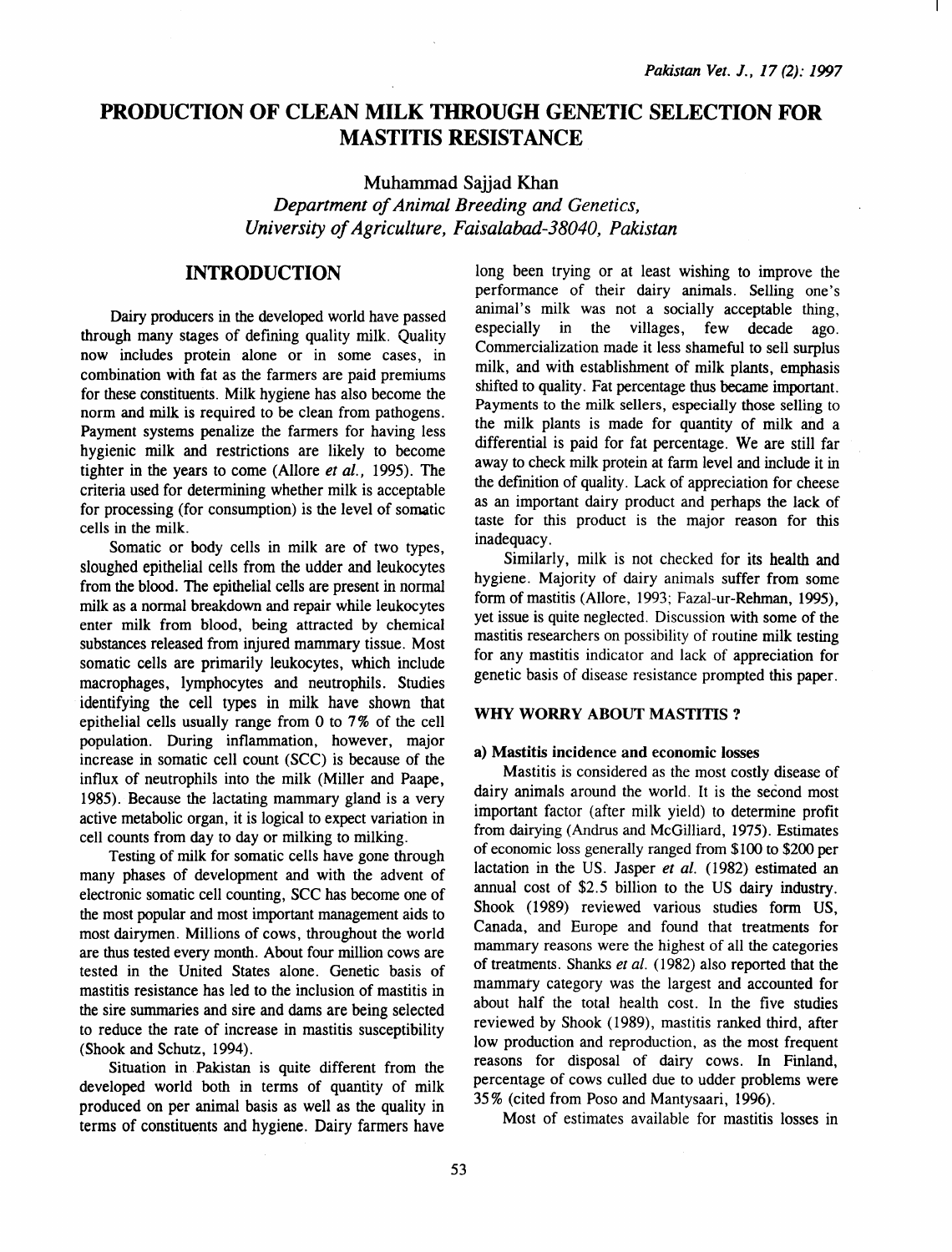# PRODUCTION OF CLEAN MILK THROUGH GENETIC SELECTION FOR MASTITIS RESISTANCE

Muhammad Sajjad Khan

*Department of Animal Breeding and Genetics, University of Agriculture, Faisalabad-38040, Pakistan*

## INTRODUCTION

Dairy producers in the developed world have passed through many stages of defining quality milk. Quality now includes protein alone or in some cases, in combination with fat as the farmers are paid premiums for these constituents. Milk hygiene has also become the norm and milk is required to be clean from pathogens. Payment systems penalize the farmers for having less hygienic milk and restrictions are likely to become tighter in the years to come (Allore *et al.,* 1995). The criteria used for determining whether milk is acceptable for processing (for consumption) is the level of somatic cells in the milk.

Somatic or body cells in milk are of two types, sloughed epithelial cells from the udder and leukocytes from the blood. The epithelial cells are present in normal milk as a normal breakdown and repair while leukocytes enter milk from blood, being attracted by chemical substances released from injured mammary tissue. Most somatic cells are primarily leukocytes, which include macrophages, lymphocytes and neutrophils. Studies identifying the cell types in milk have shown that epithelial cells usually range from 0 to 7% of the cell population. During inflammation, however, major increase in somatic cell count (SCC) is because of the influx of neutrophils into the milk (Miller and Paape, 1985). Because the lactating mammary gland is a very active metabolic organ, it is logical to expect variation in cell counts from day to day or milking to milking.

Testing of milk for somatic cells have gone through many phases of development and with the advent of electronic somatic cell counting, SCC has become one of the most popular and most important management aids to most dairymen. Millions of cows, throughout the world are thus tested every month. About four million cows are tested in the United States alone. Genetic basis of mastitis resistance has led to the inclusion of mastitis in the sire summaries and sire and dams are being selected to reduce the rate of increase in mastitis susceptibility (Shook and Schutz, 1994).

Situation in Pakistan is quite different from the developed world both in terms of quantity of milk produced on per animal basis as well as the quality in terms of constituents and hygiene. Dairy farmers have long been trying or at least wishing to improve the performance of their dairy animals. Selling one's animal's milk was not a socially acceptable thing, especially in the villages, few decade ago. Commercialization made it less shameful to sell surplus milk, and with establishment of milk plants, emphasis shifted to quality. Fat percentage thus became important. Payments to the milk sellers, especially those selling to the milk plants is made for quantity of milk and a differential is paid for fat percentage. We are still far away to check milk protein at farm level and include it in the definition of quality. Lack of appreciation for cheese as an important dairy product and perhaps the lack of taste for this product is the major reason for this inadequacy.

Similarly, milk is not checked for its health and hygiene. Majority of dairy animals suffer from some form of mastitis (Allore, 1993; Fazal-ur-Rehman, 1995), yet issue is quite neglected. Discussion with some of the mastitis researchers on possibility of routine milk testing for any mastitis indicator and lack of appreciation for genetic basis of disease resistance prompted this paper.

### WHY WORRY ABOUT MASTITIS ?

#### a) Mastitis incidence and economic losses

Mastitis is considered as the most costly disease of dairy animals around the world. It is the second most important factor (after milk yield) to determine profit from dairying (Andrus and McGilliard, 1975). Estimates of economic loss generally ranged from $100 to $200 per lactation in the US. Jasper *et al.* (1982) estimated an annual cost of $2.5 billion to the US dairy industry. Shook (1989) reviewed various studies form US, Canada, and Europe and found that treatments for mammary reasons were the highest of all the categories of treatments. Shanks *et al.* (1982) also reported that the mammary category was the largest and accounted for about half the total health cost. In the five studies reviewed by Shook (1989), mastitis ranked third, after low production and reproduction, as the most frequent reasons for disposal of dairy cows. In Finland, percentage of cows culled due to udder problems were 35% (cited from Poso and Mantysaari, 1996).

Most of estimates available for mastitis losses in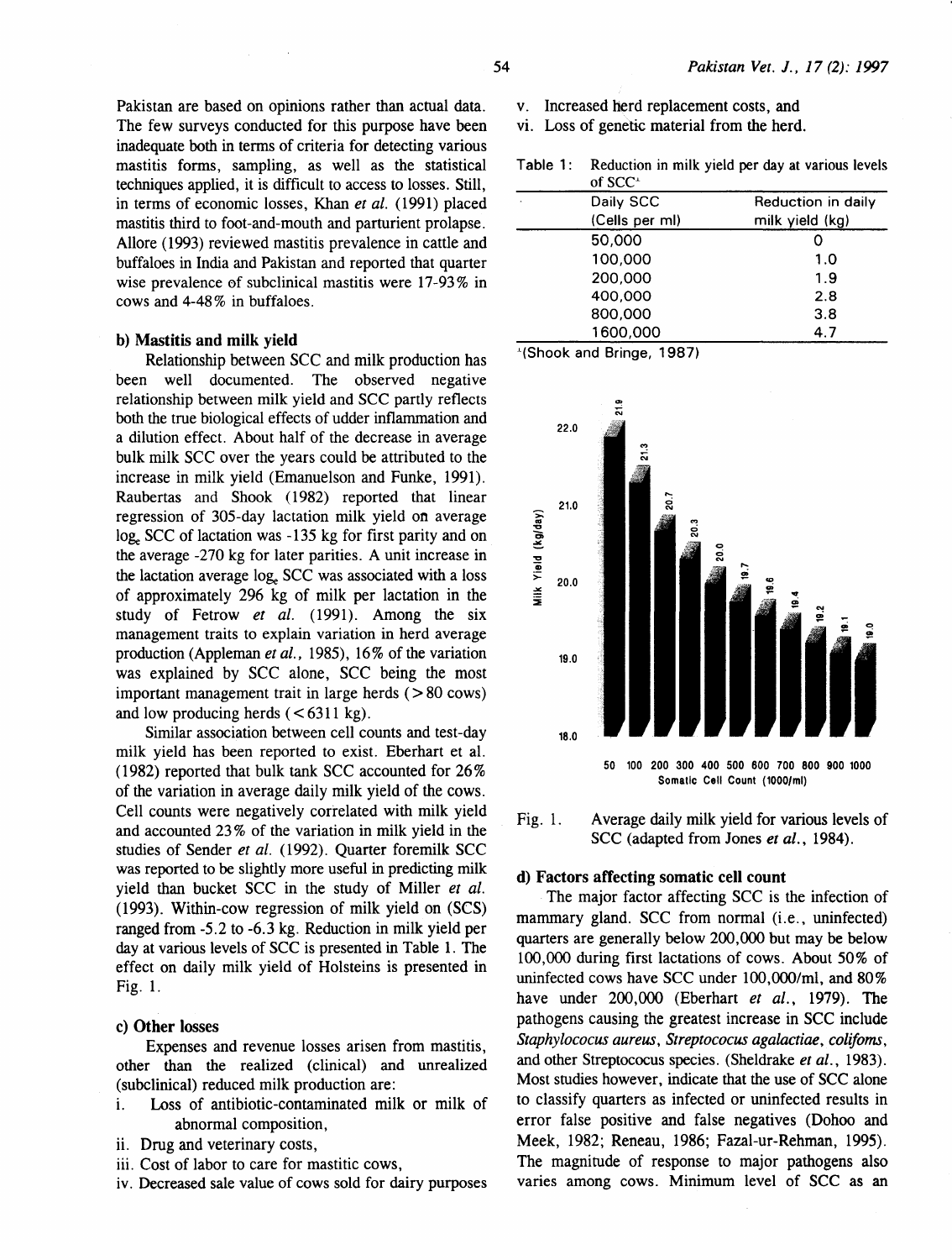Pakistan are based on opinions rather than actual data. The few surveys conducted for this purpose have been inadequate both in terms of criteria for detecting various mastitis forms, sampling, as well as the statistical techniques applied, it is difficult to access to losses. Still, in terms of economic losses, Khan *et al.* (1991) placed mastitis third to foot-and-mouth and parturient prolapse. Allore (1993) reviewed mastitis prevalence in cattle and buffaloes in India and Pakistan and reported that quarter wise prevalence of subclinical mastitis were 17-93% in cows and 4-48% in buffaloes.

### b) Mastitis and milk yield

Relationship between SCC and milk production has been well documented. The observed negative relationship between milk yield and SCC partly reflects both the true biological effects of udder inflammation and a dilution effect. About half of the decrease in average bulk milk SCC over the years could be attributed to the increase in milk yield (Emanuelson and Funke, 1991). Raubertas and Shook (1982) reported that linear regression of 305-day lactation milk yield on average $\log_e$ SCC of lactation was -135 kg for first parity and on the average -270 kg for later parities. A unit increase in the lactation average $\log_e$ SCC was associated with a loss of approximately 296 kg of milk per lactation in the study of Fetrow *et al.* (1991). Among the six management traits to explain variation in herd average production (Appleman *et al.*, 1985), 16% of the variation was explained by SCC alone, SCC being the most important management trait in large herds (>80 cows) and low producing herds (<6311 kg).

Similar association between cell counts and test-day milk yield has been reported to exist. Eberhart et al. (1982) reported that bulk tank SCC accounted for 26% of the variation in average daily milk yield of the cows. Cell counts were negatively correlated with milk yield and accounted 23% of the variation in milk yield in the studies of Sender *et al.* (1992). Quarter foremilk SCC was reported to be slightly more useful in predicting milk yield than bucket SCC in the study of Miller *et al.* (1993). Within-cow regression of milk yield on (SCS) ranged from -5.2 to -6.3 kg. Reduction in milk yield per day at various levels of SCC is presented in Table 1. The effect on daily milk yield of Holsteins is presented in Fig. 1.

### c) Other losses

Expenses and revenue losses arisen from mastitis, other than the realized (clinical) and unrealized (subclinical) reduced milk production are:

i. Loss of antibiotic-contaminated milk or milk of abnormal composition,
ii. Drug and veterinary costs,
iii. Cost of labor to care for mastitic cows,
iv. Decreased sale value of cows sold for dairy purposes
v. Increased herd replacement costs, and
vi. Loss of genetic material from the herd.

Table 1: Reduction in milk yield per day at various levels of SCC*

| Daily SCC (Cells per ml) | Reduction in daily milk yield (kg) |
|---|---|
| 50,000 | 0 |
| 100,000 | 1.0 |
| 200,000 | 1.9 |
| 400,000 | 2.8 |
| 800,000 | 3.8 |
| 1600,000 | 4.7 |

*(Shook and Bringe, 1987)

Fig. 1. Average daily milk yield for various levels of SCC (adapted from Jones *et al.*, 1984).

### d) Factors affecting somatic cell count

The major factor affecting SCC is the infection of mammary gland. SCC from normal (i.e., uninfected) quarters are generally below 200,000 but may be below 100,000 during first lactations of cows. About 50% of uninfected cows have SCC under 100,000/ml, and 80% have under 200,000 (Eberhart *et al.*, 1979). The pathogens causing the greatest increase in SCC include *Staphylococus aureus*, *Streptococus agalactiae*, *colifoms*, and other Streptococus species. (Sheldrake *et al.*, 1983). Most studies however, indicate that the use of SCC alone to classify quarters as infected or uninfected results in error false positive and false negatives (Dohoo and Meek, 1982; Reneau, 1986; Fazal-ur-Rehman, 1995). The magnitude of response to major pathogens also varies among cows. Minimum level of SCC as an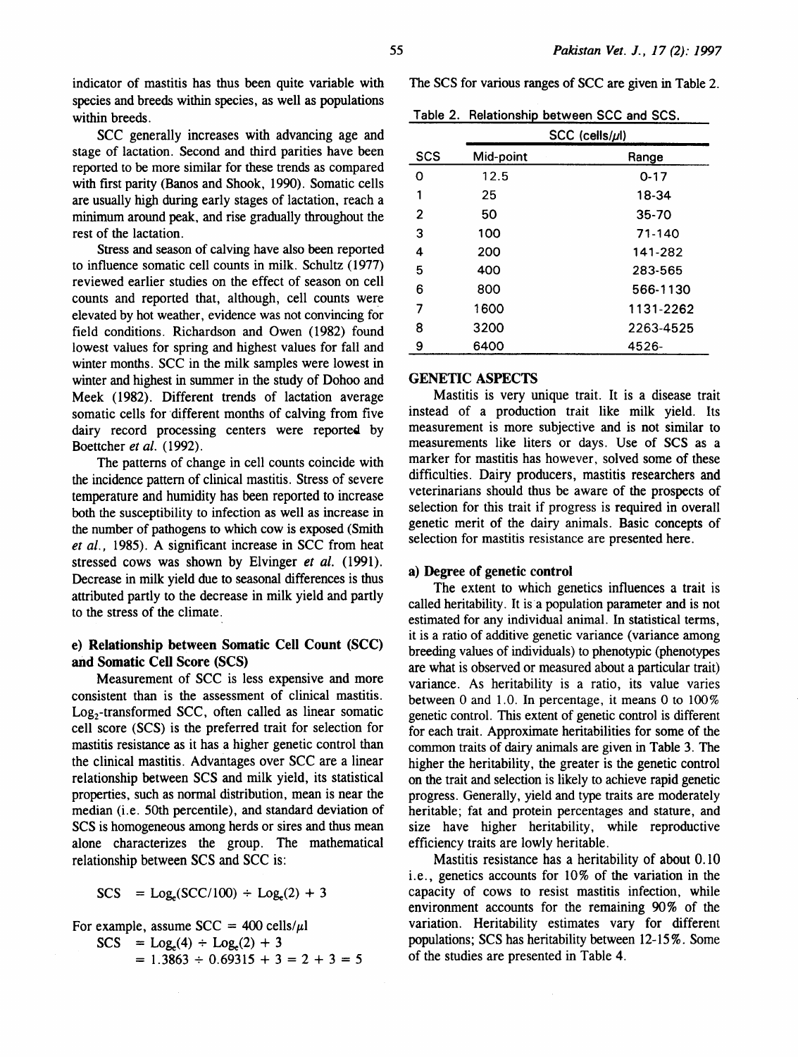indicator of mastitis has thus been quite variable with species and breeds within species, as well as populations within breeds.

SCC generally increases with advancing age and stage of lactation. Second and third parities have been reported to be more similar for these trends as compared with first parity (Banos and Shook, 1990). Somatic cells are usually high during early stages of lactation, reach a minimum around peak, and rise gradually throughout the rest of the lactation.

Stress and season of calving have also been reported to influence somatic cell counts in milk. Schultz (1977) reviewed earlier studies on the effect of season on cell counts and reported that, although, cell counts were elevated by hot weather, evidence was not convincing for field conditions. Richardson and Owen (1982) found lowest values for spring and highest values for fall and winter months. SCC in the milk samples were lowest in winter and highest in summer in the study of Dohoo and Meek (1982). Different trends of lactation average somatic cells for different months of calving from five dairy record processing centers were reported by Boettcher *et al.* (1992).

The patterns of change in cell counts coincide with the incidence pattern of clinical mastitis. Stress of severe temperature and humidity has been reported to increase both the susceptibility to infection as well as increase in the number of pathogens to which cow is exposed (Smith *et al.*, 1985). A significant increase in SCC from heat stressed cows was shown by Elvinger *et al.* (1991). Decrease in milk yield due to seasonal differences is thus attributed partly to the decrease in milk yield and partly to the stress of the climate.

### e) Relationship between Somatic Cell Count (SCC) and Somatic Cell Score (SCS)

Measurement of SCC is less expensive and more consistent than is the assessment of clinical mastitis. $Log_2$-transformed SCC, often called as linear somatic cell score (SCS) is the preferred trait for selection for mastitis resistance as it has a higher genetic control than the clinical mastitis. Advantages over SCC are a linear relationship between SCS and milk yield, its statistical properties, such as normal distribution, mean is near the median (i.e. 50th percentile), and standard deviation of SCS is homogeneous among herds or sires and thus mean alone characterizes the group. The mathematical relationship between SCS and SCC is:

$$SCS = Log_e(SCC/100) \div Log_e(2) + 3$$

For example, assume SCC = 400 cells/$\mu$l

$$SCS = Log_e(4) \div Log_e(2) + 3$$
$$= 1.3863 \div 0.69315 + 3 = 2 + 3 = 5$$

The SCS for various ranges of SCC are given in Table 2.

Table 2. Relationship between SCC and SCS.

| SCS | SCC (cells/$\mu$l) | |
|---|---|---|
| | Mid-point | Range |
| 0 | 12.5 | 0-17 |
| 1 | 25 | 18-34 |
| 2 | 50 | 35-70 |
| 3 | 100 | 71-140 |
| 4 | 200 | 141-282 |
| 5 | 400 | 283-565 |
| 6 | 800 | 566-1130 |
| 7 | 1600 | 1131-2262 |
| 8 | 3200 | 2263-4525 |
| 9 | 6400 | 4526- |

## GENETIC ASPECTS

Mastitis is very unique trait. It is a disease trait instead of a production trait like milk yield. Its measurement is more subjective and is not similar to measurements like liters or days. Use of SCS as a marker for mastitis has however, solved some of these difficulties. Dairy producers, mastitis researchers and veterinarians should thus be aware of the prospects of selection for this trait if progress is required in overall genetic merit of the dairy animals. Basic concepts of selection for mastitis resistance are presented here.

### a) Degree of genetic control

The extent to which genetics influences a trait is called heritability. It is a population parameter and is not estimated for any individual animal. In statistical terms, it is a ratio of additive genetic variance (variance among breeding values of individuals) to phenotypic (phenotypes are what is observed or measured about a particular trait) variance. As heritability is a ratio, its value varies between 0 and 1.0. In percentage, it means 0 to 100% genetic control. This extent of genetic control is different for each trait. Approximate heritabilities for some of the common traits of dairy animals are given in Table 3. The higher the heritability, the greater is the genetic control on the trait and selection is likely to achieve rapid genetic progress. Generally, yield and type traits are moderately heritable; fat and protein percentages and stature, and size have higher heritability, while reproductive efficiency traits are lowly heritable.

Mastitis resistance has a heritability of about 0.10 i.e., genetics accounts for 10% of the variation in the capacity of cows to resist mastitis infection, while environment accounts for the remaining 90% of the variation. Heritability estimates vary for different populations; SCS has heritability between 12-15%. Some of the studies are presented in Table 4.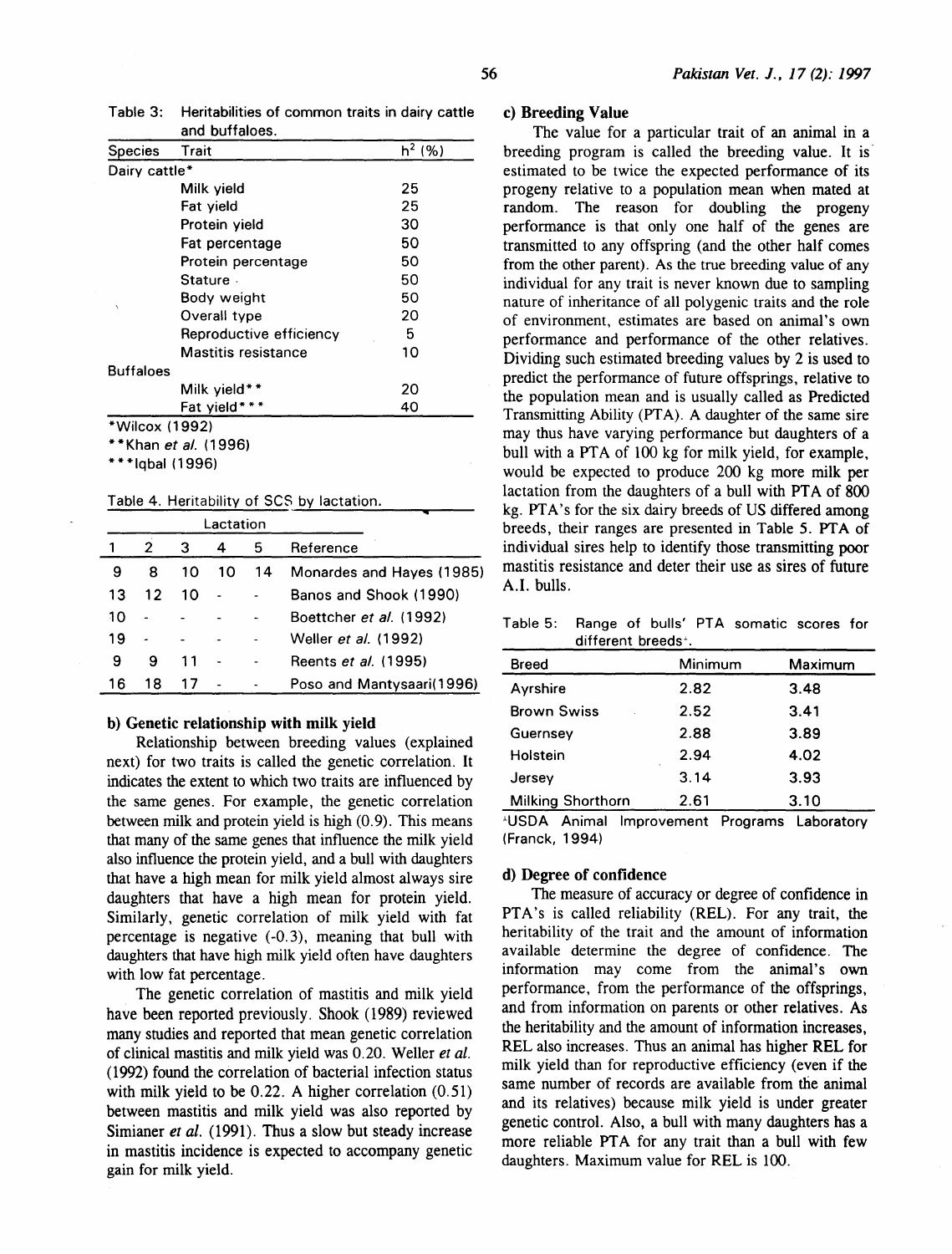Table 3: Heritabilities of common traits in dairy cattle and buffaloes.

| Species | Trait | $h^2$ (%) |
|---|---|---|
| Dairy cattle* | | |
| | Milk yield | 25 |
| | Fat yield | 25 |
| | Protein yield | 30 |
| | Fat percentage | 50 |
| | Protein percentage | 50 |
| | Stature | 50 |
| | Body weight | 50 |
| | Overall type | 20 |
| | Reproductive efficiency | 5 |
| | Mastitis resistance | 10 |
| Buffaloes | | |
| | Milk yield** | 20 |
| | Fat yield*** | 40 |

*Wilcox (1992)
**Khan *et al.* (1996)
***Iqbal (1996)

Table 4. Heritability of SCS by lactation.

| Lactation | | | | | |
|---|---|---|---|---|---|
| 1 | 2 | 3 | 4 | 5 | Reference |
| 9 | 8 | 10 | 10 | 14 | Monardes and Hayes (1985) |
| 13 | 12 | 10 | - | - | Banos and Shook (1990) |
| 10 | - | - | - | - | Boettcher *et al.* (1992) |
| 19 | - | - | - | - | Weller *et al.* (1992) |
| 9 | 9 | 11 | - | - | Reents *et al.* (1995) |
| 16 | 18 | 17 | - | - | Poso and Mantysaari(1996) |

**b) Genetic relationship with milk yield**

Relationship between breeding values (explained next) for two traits is called the genetic correlation. It indicates the extent to which two traits are influenced by the same genes. For example, the genetic correlation between milk and protein yield is high (0.9). This means that many of the same genes that influence the milk yield also influence the protein yield, and a bull with daughters that have a high mean for milk yield almost always sire daughters that have a high mean for protein yield. Similarly, genetic correlation of milk yield with fat percentage is negative (-0.3), meaning that bull with daughters that have high milk yield often have daughters with low fat percentage.

The genetic correlation of mastitis and milk yield have been reported previously. Shook (1989) reviewed many studies and reported that mean genetic correlation of clinical mastitis and milk yield was 0.20. Weller *et al.* (1992) found the correlation of bacterial infection status with milk yield to be 0.22. A higher correlation (0.51) between mastitis and milk yield was also reported by Simianer *et al.* (1991). Thus a slow but steady increase in mastitis incidence is expected to accompany genetic gain for milk yield.

**c) Breeding Value**

The value for a particular trait of an animal in a breeding program is called the breeding value. It is estimated to be twice the expected performance of its progeny relative to a population mean when mated at random. The reason for doubling the progeny performance is that only one half of the genes are transmitted to any offspring (and the other half comes from the other parent). As the true breeding value of any individual for any trait is never known due to sampling nature of inheritance of all polygenic traits and the role of environment, estimates are based on animal's own performance and performance of the other relatives. Dividing such estimated breeding values by 2 is used to predict the performance of future offsprings, relative to the population mean and is usually called as Predicted Transmitting Ability (PTA). A daughter of the same sire may thus have varying performance but daughters of a bull with a PTA of 100 kg for milk yield, for example, would be expected to produce 200 kg more milk per lactation from the daughters of a bull with PTA of 800 kg. PTA's for the six dairy breeds of US differed among breeds, their ranges are presented in Table 5. PTA of individual sires help to identify those transmitting poor mastitis resistance and deter their use as sires of future A.I. bulls.

Table 5: Range of bulls' PTA somatic scores for different breeds[+].

| Breed | Minimum | Maximum |
|---|---|---|
| Ayrshire | 2.82 | 3.48 |
| Brown Swiss | 2.52 | 3.41 |
| Guernsey | 2.88 | 3.89 |
| Holstein | 2.94 | 4.02 |
| Jersey | 3.14 | 3.93 |
| Milking Shorthorn | 2.61 | 3.10 |

[+]USDA Animal Improvement Programs Laboratory (Franck, 1994)

**d) Degree of confidence**

The measure of accuracy or degree of confidence in PTA's is called reliability (REL). For any trait, the heritability of the trait and the amount of information available determine the degree of confidence. The information may come from the animal's own performance, from the performance of the offsprings, and from information on parents or other relatives. As the heritability and the amount of information increases, REL also increases. Thus an animal has higher REL for milk yield than for reproductive efficiency (even if the same number of records are available from the animal and its relatives) because milk yield is under greater genetic control. Also, a bull with many daughters has a more reliable PTA for any trait than a bull with few daughters. Maximum value for REL is 100.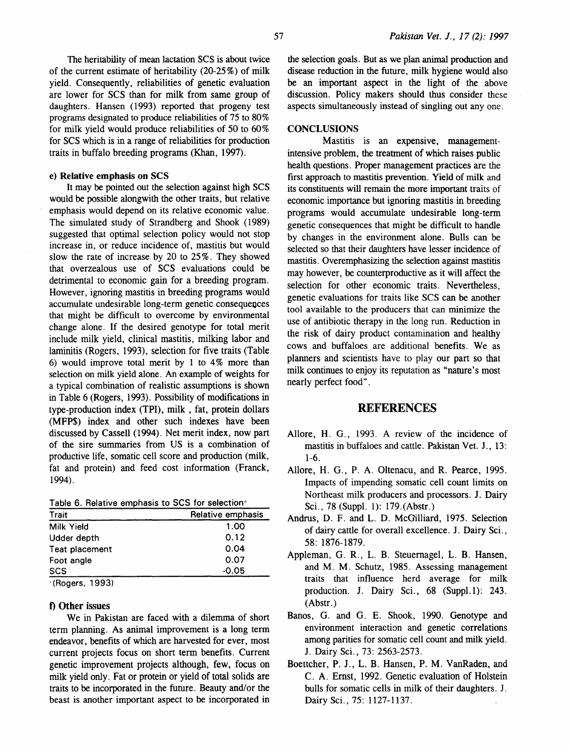The heritability of mean lactation SCS is about twice of the current estimate of heritability (20-25%) of milk yield. Consequently, reliabilities of genetic evaluation are lower for SCS than for milk from same group of daughters. Hansen (1993) reported that progeny test programs designated to produce reliabilities of 75 to 80% for milk yield would produce reliabilities of 50 to 60% for SCS which is in a range of reliabilities for production traits in buffalo breeding programs (Khan, 1997).

#### e) Relative emphasis on SCS

It may be pointed out the selection against high SCS would be possible alongwith the other traits, but relative emphasis would depend on its relative economic value. The simulated study of Strandberg and Shook (1989) suggested that optimal selection policy would not stop increase in, or reduce incidence of, mastitis but would slow the rate of increase by 20 to 25%. They showed that overzealous use of SCS evaluations could be detrimental to economic gain for a breeding program. However, ignoring mastitis in breeding programs would accumulate undesirable long-term genetic consequences that might be difficult to overcome by environmental change alone. If the desired genotype for total merit include milk yield, clinical mastitis, milking labor and laminitis (Rogers, 1993), selection for five traits (Table 6) would improve total merit by 1 to 4% more than selection on milk yield alone. An example of weights for a typical combination of realistic assumptions is shown in Table 6 (Rogers, 1993). Possibility of modifications in type-production index (TPI), milk , fat, protein dollars (MFP$) index and other such indexes have been discussed by Cassell (1994). Net merit index, now part of the sire summaries from US is a combination of productive life, somatic cell score and production (milk, fat and protein) and feed cost information (Franck, 1994).

Table 6. Relative emphasis to SCS for selection[1]

| Trait | Relative emphasis |
|---|---|
| Milk Yield | 1.00 |
| Udder depth | 0.12 |
| Teat placement | 0.04 |
| Foot angle | 0.07 |
| SCS | -0.05 |

[1](Rogers, 1993)

#### f) Other issues

We in Pakistan are faced with a dilemma of short term planning. As animal improvement is a long term endeavor, benefits of which are harvested for ever, most current projects focus on short term benefits. Current genetic improvement projects although, few, focus on milk yield only. Fat or protein or yield of total solids are traits to be incorporated in the future. Beauty and/or the beast is another important aspect to be incorporated in the selection goals. But as we plan animal production and disease reduction in the future, milk hygiene would also be an important aspect in the light of the above discussion. Policy makers should thus consider these aspects simultaneously instead of singling out any one.

## CONCLUSIONS

Mastitis is an expensive, management-intensive problem, the treatment of which raises public health questions. Proper management practices are the first approach to mastitis prevention. Yield of milk and its constituents will remain the more important traits of economic importance but ignoring mastitis in breeding programs would accumulate undesirable long-term genetic consequences that might be difficult to handle by changes in the environment alone. Bulls can be selected so that their daughters have lesser incidence of mastitis. Overemphasizing the selection against mastitis may however, be counterproductive as it will affect the selection for other economic traits. Nevertheless, genetic evaluations for traits like SCS can be another tool available to the producers that can minimize the use of antibiotic therapy in the long run. Reduction in the risk of dairy product contamination and healthy cows and buffaloes are additional benefits. We as planners and scientists have to play our part so that milk continues to enjoy its reputation as "nature's most nearly perfect food".

## REFERENCES

Allore, H. G., 1993. A review of the incidence of mastitis in buffaloes and cattle. Pakistan Vet. J., 13: 1-6.

Allore, H. G., P. A. Oltenacu, and R. Pearce, 1995. Impacts of impending somatic cell count limits on Northeast milk producers and processors. J. Dairy Sci., 78 (Suppl. 1): 179.(Abstr.)

Andrus, D. F. and L. D. McGilliard, 1975. Selection of dairy cattle for overall excellence. J. Dairy Sci., 58: 1876-1879.

Appleman, G. R., L. B. Steuernagel, L. B. Hansen, and M. M. Schutz, 1985. Assessing management traits that influence herd average for milk production. J. Dairy Sci., 68 (Suppl.1): 243. (Abstr.)

Banos, G. and G. E. Shook, 1990. Genotype and environment interaction and genetic correlations among parities for somatic cell count and milk yield. J. Dairy Sci., 73: 2563-2573.

Boettcher, P. J., L. B. Hansen, P. M. VanRaden, and C. A. Ernst, 1992. Genetic evaluation of Holstein bulls for somatic cells in milk of their daughters. J. Dairy Sci., 75: 1127-1137.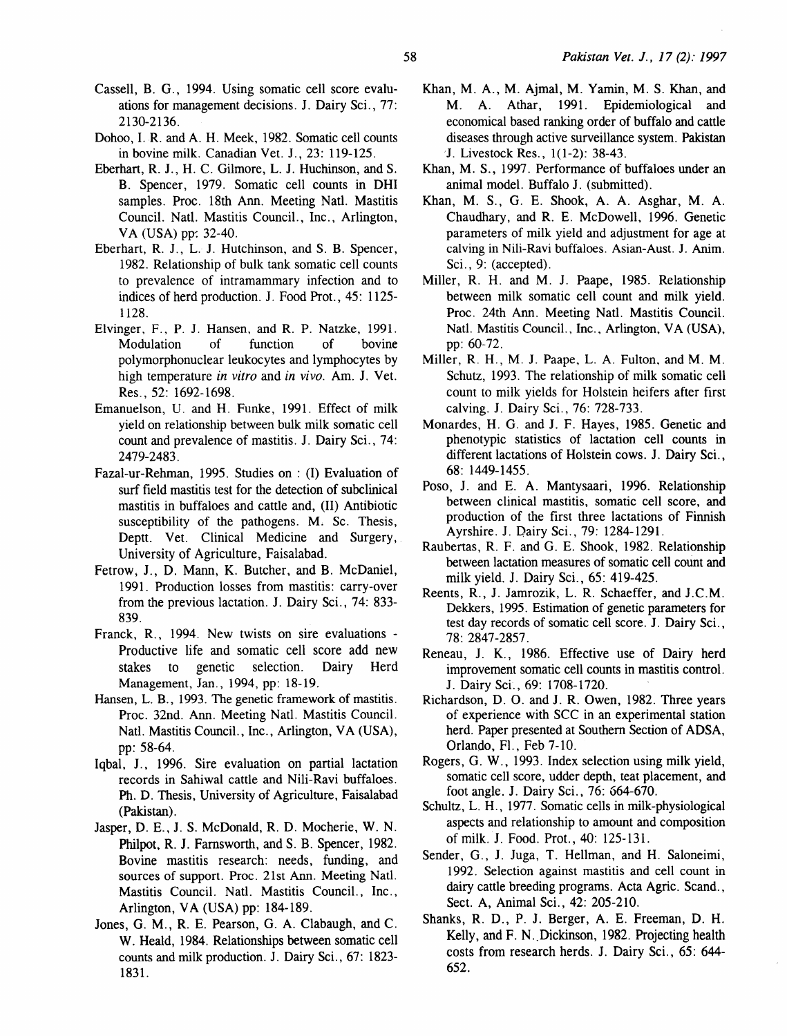Cassell, B. G., 1994. Using somatic cell score evaluations for management decisions. J. Dairy Sci., 77: 2130-2136.

Dohoo, I. R. and A. H. Meek, 1982. Somatic cell counts in bovine milk. Canadian Vet. J., 23: 119-125.

Eberhart, R. J., H. C. Gilmore, L. J. Huchinson, and S. B. Spencer, 1979. Somatic cell counts in DHI samples. Proc. 18th Ann. Meeting Natl. Mastitis Council. Natl. Mastitis Council., Inc., Arlington, VA (USA) pp: 32-40.

Eberhart, R. J., L. J. Hutchinson, and S. B. Spencer, 1982. Relationship of bulk tank somatic cell counts to prevalence of intramammary infection and to indices of herd production. J. Food Prot., 45: 1125-1128.

Elvinger, F., P. J. Hansen, and R. P. Natzke, 1991. Modulation of function of bovine polymorphonuclear leukocytes and lymphocytes by high temperature *in vitro* and *in vivo*. Am. J. Vet. Res., 52: 1692-1698.

Emanuelson, U. and H. Funke, 1991. Effect of milk yield on relationship between bulk milk somatic cell count and prevalence of mastitis. J. Dairy Sci., 74: 2479-2483.

Fazal-ur-Rehman, 1995. Studies on : (I) Evaluation of surf field mastitis test for the detection of subclinical mastitis in buffaloes and cattle and, (II) Antibiotic susceptibility of the pathogens. M. Sc. Thesis, Deptt. Vet. Clinical Medicine and Surgery, University of Agriculture, Faisalabad.

Fetrow, J., D. Mann, K. Butcher, and B. McDaniel, 1991. Production losses from mastitis: carry-over from the previous lactation. J. Dairy Sci., 74: 833-839.

Franck, R., 1994. New twists on sire evaluations - Productive life and somatic cell score add new stakes to genetic selection. Dairy Herd Management, Jan., 1994, pp: 18-19.

Hansen, L. B., 1993. The genetic framework of mastitis. Proc. 32nd. Ann. Meeting Natl. Mastitis Council. Natl. Mastitis Council., Inc., Arlington, VA (USA), pp: 58-64.

Iqbal, J., 1996. Sire evaluation on partial lactation records in Sahiwal cattle and Nili-Ravi buffaloes. Ph. D. Thesis, University of Agriculture, Faisalabad (Pakistan).

Jasper, D. E., J. S. McDonald, R. D. Mocherie, W. N. Philpot, R. J. Farnsworth, and S. B. Spencer, 1982. Bovine mastitis research: needs, funding, and sources of support. Proc. 21st Ann. Meeting Natl. Mastitis Council. Natl. Mastitis Council., Inc., Arlington, VA (USA) pp: 184-189.

Jones, G. M., R. E. Pearson, G. A. Clabaugh, and C. W. Heald, 1984. Relationships between somatic cell counts and milk production. J. Dairy Sci., 67: 1823-1831.

Khan, M. A., M. Ajmal, M. Yamin, M. S. Khan, and M. A. Athar, 1991. Epidemiological and economical based ranking order of buffalo and cattle diseases through active surveillance system. Pakistan J. Livestock Res., 1(1-2): 38-43.

Khan, M. S., 1997. Performance of buffaloes under an animal model. Buffalo J. (submitted).

Khan, M. S., G. E. Shook, A. A. Asghar, M. A. Chaudhary, and R. E. McDowell, 1996. Genetic parameters of milk yield and adjustment for age at calving in Nili-Ravi buffaloes. Asian-Aust. J. Anim. Sci., 9: (accepted).

Miller, R. H. and M. J. Paape, 1985. Relationship between milk somatic cell count and milk yield. Proc. 24th Ann. Meeting Natl. Mastitis Council. Natl. Mastitis Council., Inc., Arlington, VA (USA), pp: 60-72.

Miller, R. H., M. J. Paape, L. A. Fulton, and M. M. Schutz, 1993. The relationship of milk somatic cell count to milk yields for Holstein heifers after first calving. J. Dairy Sci., 76: 728-733.

Monardes, H. G. and J. F. Hayes, 1985. Genetic and phenotypic statistics of lactation cell counts in different lactations of Holstein cows. J. Dairy Sci., 68: 1449-1455.

Poso, J. and E. A. Mantysaari, 1996. Relationship between clinical mastitis, somatic cell score, and production of the first three lactations of Finnish Ayrshire. J. Dairy Sci., 79: 1284-1291.

Raubertas, R. F. and G. E. Shook, 1982. Relationship between lactation measures of somatic cell count and milk yield. J. Dairy Sci., 65: 419-425.

Reents, R., J. Jamrozik, L. R. Schaeffer, and J.C.M. Dekkers, 1995. Estimation of genetic parameters for test day records of somatic cell score. J. Dairy Sci., 78: 2847-2857.

Reneau, J. K., 1986. Effective use of Dairy herd improvement somatic cell counts in mastitis control. J. Dairy Sci., 69: 1708-1720.

Richardson, D. O. and J. R. Owen, 1982. Three years of experience with SCC in an experimental station herd. Paper presented at Southern Section of ADSA, Orlando, Fl., Feb 7-10.

Rogers, G. W., 1993. Index selection using milk yield, somatic cell score, udder depth, teat placement, and foot angle. J. Dairy Sci., 76: 664-670.

Schultz, L. H., 1977. Somatic cells in milk-physiological aspects and relationship to amount and composition of milk. J. Food. Prot., 40: 125-131.

Sender, G., J. Juga, T. Hellman, and H. Saloneimi, 1992. Selection against mastitis and cell count in dairy cattle breeding programs. Acta Agric. Scand., Sect. A, Animal Sci., 42: 205-210.

Shanks, R. D., P. J. Berger, A. E. Freeman, D. H. Kelly, and F. N. Dickinson, 1982. Projecting health costs from research herds. J. Dairy Sci., 65: 644-652.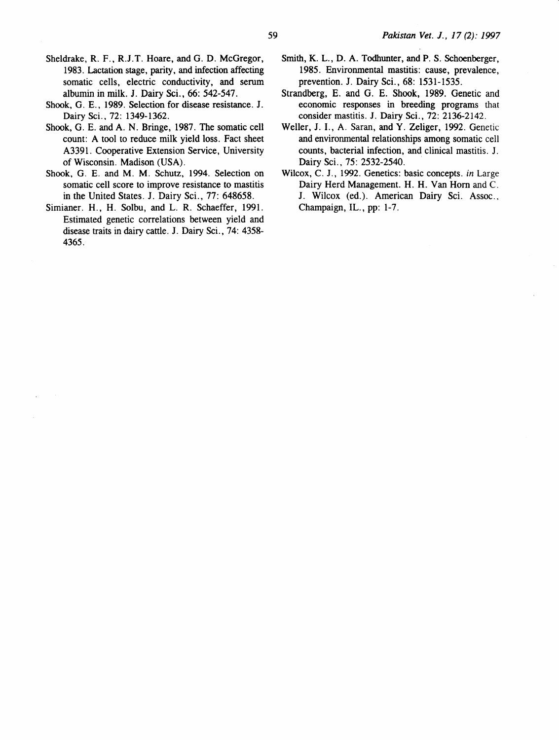Sheldrake, R. F., R.J.T. Hoare, and G. D. McGregor, 1983. Lactation stage, parity, and infection affecting somatic cells, electric conductivity, and serum albumin in milk. J. Dairy Sci., 66: 542-547.

Shook, G. E., 1989. Selection for disease resistance. J. Dairy Sci., 72: 1349-1362.

Shook, G. E. and A. N. Bringe, 1987. The somatic cell count: A tool to reduce milk yield loss. Fact sheet A3391. Cooperative Extension Service, University of Wisconsin. Madison (USA).

Shook, G. E. and M. M. Schutz, 1994. Selection on somatic cell score to improve resistance to mastitis in the United States. J. Dairy Sci., 77: 648658.

Simianer. H., H. Solbu, and L. R. Schaeffer, 1991. Estimated genetic correlations between yield and disease traits in dairy cattle. J. Dairy Sci., 74: 4358-4365.

Smith, K. L., D. A. Todhunter, and P. S. Schoenberger, 1985. Environmental mastitis: cause, prevalence, prevention. J. Dairy Sci., 68: 1531-1535.

Strandberg, E. and G. E. Shook, 1989. Genetic and economic responses in breeding programs that consider mastitis. J. Dairy Sci., 72: 2136-2142.

Weller, J. I., A. Saran, and Y. Zeliger, 1992. Genetic and environmental relationships among somatic cell counts, bacterial infection, and clinical mastitis. J. Dairy Sci., 75: 2532-2540.

Wilcox, C. J., 1992. Genetics: basic concepts. *in* Large Dairy Herd Management. H. H. Van Horn and C. J. Wilcox (ed.). American Dairy Sci. Assoc., Champaign, IL., pp: 1-7.